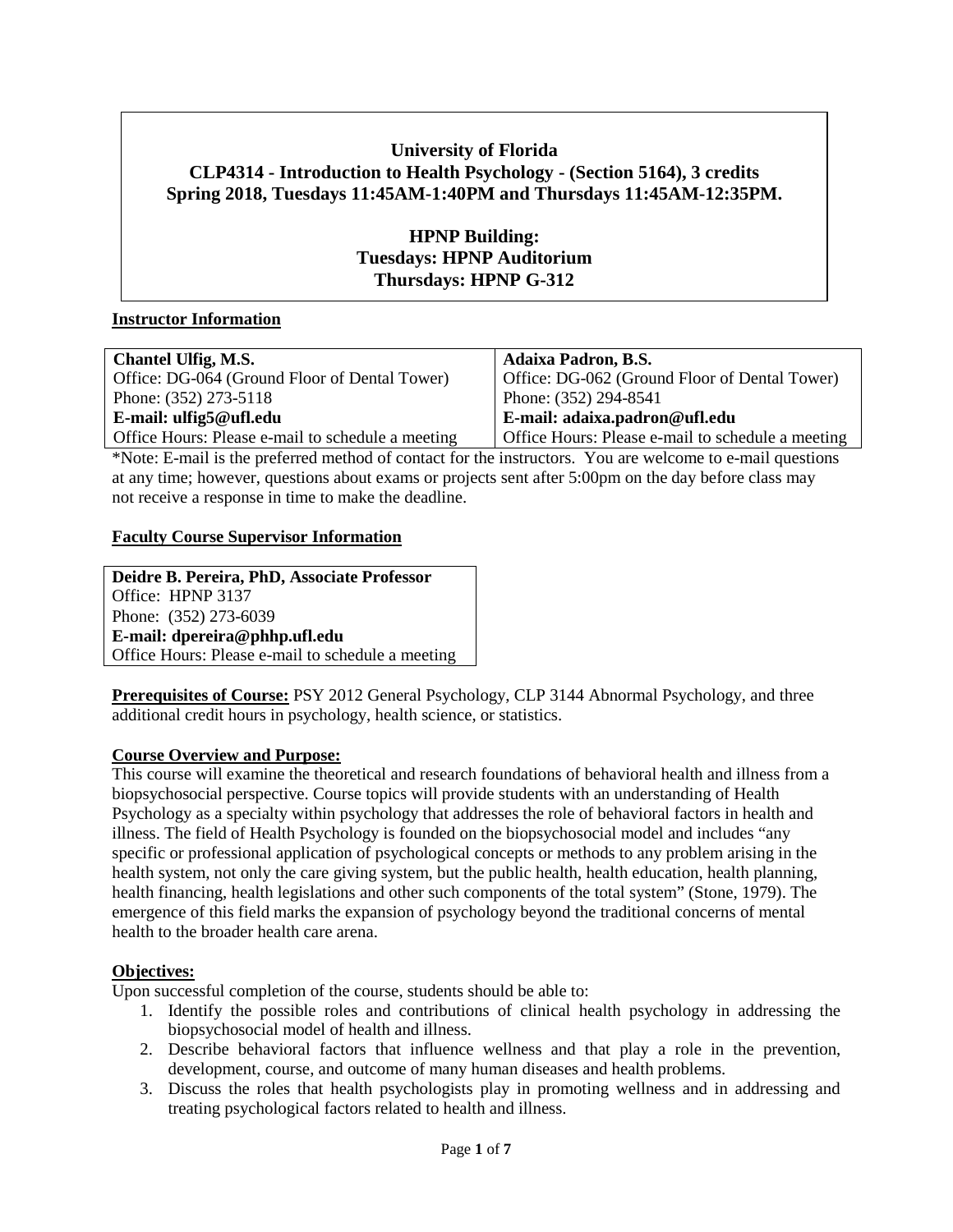# University of Florida

## CLP4314 - Introduction to Health Psychology - (Section 5164), 3 credits

## Spring 2018, Tuesdays 11:45AM-1:40PM and Thursdays 11:45AM-12:35PM.

### HPNP Building:

### Tuesdays: HPNP Auditorium

### Thursdays: HPNP G-312

**Instructor Information**

| **Chantel Ulfig, M.S.** | **Adaixa Padron, B.S.** |
|---|---|
| Office: DG-064 (Ground Floor of Dental Tower) | Office: DG-062 (Ground Floor of Dental Tower) |
| Phone: (352) 273-5118 | Phone: (352) 294-8541 |
| **E-mail: ulfig5@ufl.edu** | **E-mail: adaixa.padron@ufl.edu** |
| Office Hours: Please e-mail to schedule a meeting | Office Hours: Please e-mail to schedule a meeting |

*Note: E-mail is the preferred method of contact for the instructors. You are welcome to e-mail questions at any time; however, questions about exams or projects sent after 5:00pm on the day before class may not receive a response in time to make the deadline.

**Faculty Course Supervisor Information**

**Deidre B. Pereira, PhD, Associate Professor**
Office: HPNP 3137
Phone: (352) 273-6039
**E-mail: dpereira@phhp.ufl.edu**
Office Hours: Please e-mail to schedule a meeting

**Prerequisites of Course:** PSY 2012 General Psychology, CLP 3144 Abnormal Psychology, and three additional credit hours in psychology, health science, or statistics.

**Course Overview and Purpose:**
This course will examine the theoretical and research foundations of behavioral health and illness from a biopsychosocial perspective. Course topics will provide students with an understanding of Health Psychology as a specialty within psychology that addresses the role of behavioral factors in health and illness. The field of Health Psychology is founded on the biopsychosocial model and includes "any specific or professional application of psychological concepts or methods to any problem arising in the health system, not only the care giving system, but the public health, health education, health planning, health financing, health legislations and other such components of the total system" (Stone, 1979). The emergence of this field marks the expansion of psychology beyond the traditional concerns of mental health to the broader health care arena.

**Objectives:**
Upon successful completion of the course, students should be able to:

1. Identify the possible roles and contributions of clinical health psychology in addressing the biopsychosocial model of health and illness.
2. Describe behavioral factors that influence wellness and that play a role in the prevention, development, course, and outcome of many human diseases and health problems.
3. Discuss the roles that health psychologists play in promoting wellness and in addressing and treating psychological factors related to health and illness.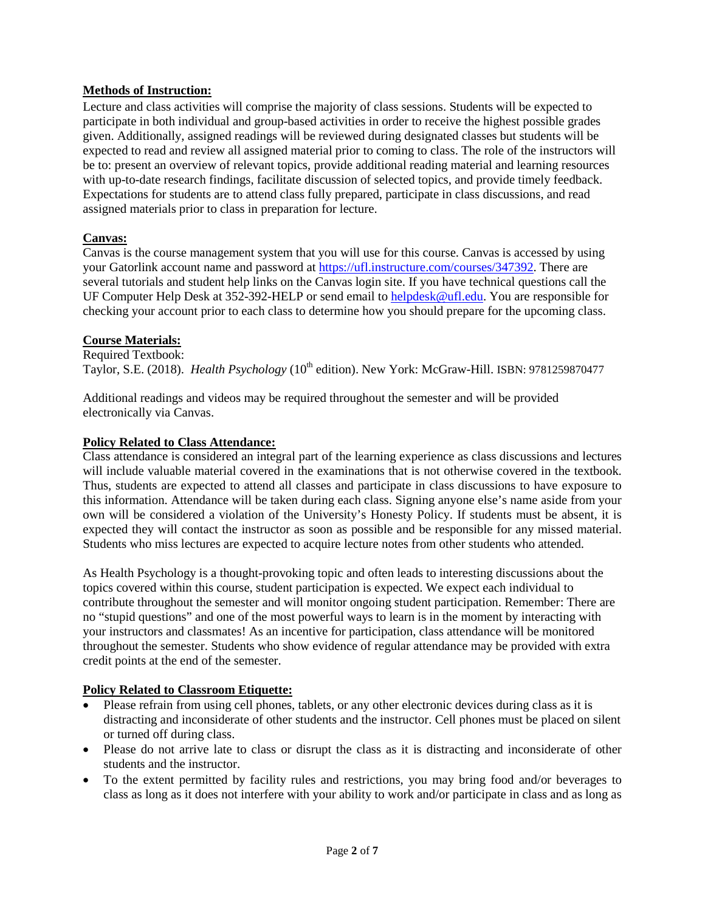**Methods of Instruction:**

Lecture and class activities will comprise the majority of class sessions. Students will be expected to participate in both individual and group-based activities in order to receive the highest possible grades given. Additionally, assigned readings will be reviewed during designated classes but students will be expected to read and review all assigned material prior to coming to class. The role of the instructors will be to: present an overview of relevant topics, provide additional reading material and learning resources with up-to-date research findings, facilitate discussion of selected topics, and provide timely feedback. Expectations for students are to attend class fully prepared, participate in class discussions, and read assigned materials prior to class in preparation for lecture.

**Canvas:**

Canvas is the course management system that you will use for this course. Canvas is accessed by using your Gatorlink account name and password at https://ufl.instructure.com/courses/347392. There are several tutorials and student help links on the Canvas login site. If you have technical questions call the UF Computer Help Desk at 352-392-HELP or send email to helpdesk@ufl.edu. You are responsible for checking your account prior to each class to determine how you should prepare for the upcoming class.

**Course Materials:**

Required Textbook:
Taylor, S.E. (2018). *Health Psychology* (10th edition). New York: McGraw-Hill. ISBN: 9781259870477

Additional readings and videos may be required throughout the semester and will be provided electronically via Canvas.

**Policy Related to Class Attendance:**

Class attendance is considered an integral part of the learning experience as class discussions and lectures will include valuable material covered in the examinations that is not otherwise covered in the textbook. Thus, students are expected to attend all classes and participate in class discussions to have exposure to this information. Attendance will be taken during each class. Signing anyone else's name aside from your own will be considered a violation of the University's Honesty Policy. If students must be absent, it is expected they will contact the instructor as soon as possible and be responsible for any missed material. Students who miss lectures are expected to acquire lecture notes from other students who attended.

As Health Psychology is a thought-provoking topic and often leads to interesting discussions about the topics covered within this course, student participation is expected. We expect each individual to contribute throughout the semester and will monitor ongoing student participation. Remember: There are no "stupid questions" and one of the most powerful ways to learn is in the moment by interacting with your instructors and classmates! As an incentive for participation, class attendance will be monitored throughout the semester. Students who show evidence of regular attendance may be provided with extra credit points at the end of the semester.

**Policy Related to Classroom Etiquette:**

- Please refrain from using cell phones, tablets, or any other electronic devices during class as it is distracting and inconsiderate of other students and the instructor. Cell phones must be placed on silent or turned off during class.
- Please do not arrive late to class or disrupt the class as it is distracting and inconsiderate of other students and the instructor.
- To the extent permitted by facility rules and restrictions, you may bring food and/or beverages to class as long as it does not interfere with your ability to work and/or participate in class and as long as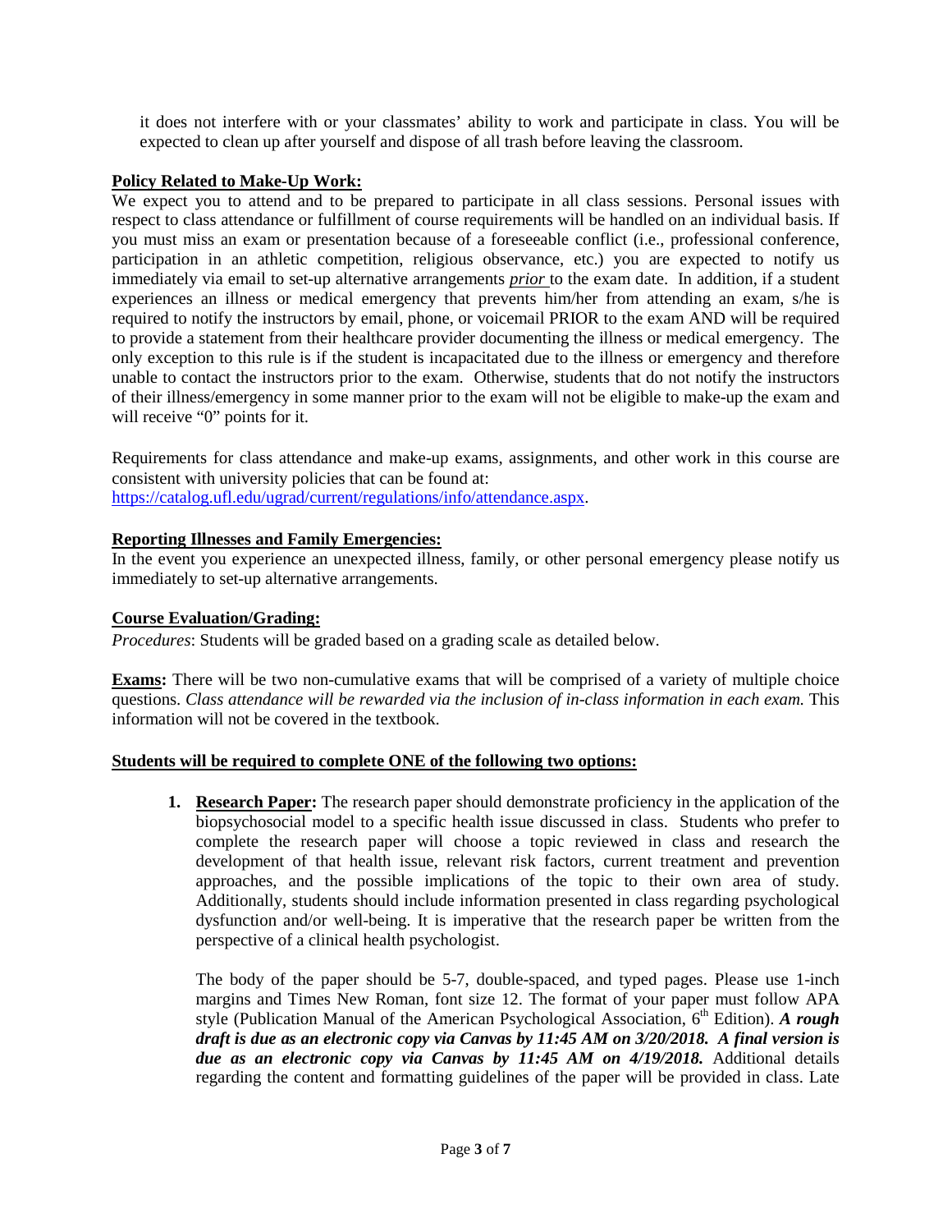it does not interfere with or your classmates' ability to work and participate in class. You will be expected to clean up after yourself and dispose of all trash before leaving the classroom.

**Policy Related to Make-Up Work:**

We expect you to attend and to be prepared to participate in all class sessions. Personal issues with respect to class attendance or fulfillment of course requirements will be handled on an individual basis. If you must miss an exam or presentation because of a foreseeable conflict (i.e., professional conference, participation in an athletic competition, religious observance, etc.) you are expected to notify us immediately via email to set-up alternative arrangements *prior* to the exam date. In addition, if a student experiences an illness or medical emergency that prevents him/her from attending an exam, s/he is required to notify the instructors by email, phone, or voicemail PRIOR to the exam AND will be required to provide a statement from their healthcare provider documenting the illness or medical emergency. The only exception to this rule is if the student is incapacitated due to the illness or emergency and therefore unable to contact the instructors prior to the exam. Otherwise, students that do not notify the instructors of their illness/emergency in some manner prior to the exam will not be eligible to make-up the exam and will receive "0" points for it.

Requirements for class attendance and make-up exams, assignments, and other work in this course are consistent with university policies that can be found at:
https://catalog.ufl.edu/ugrad/current/regulations/info/attendance.aspx.

**Reporting Illnesses and Family Emergencies:**

In the event you experience an unexpected illness, family, or other personal emergency please notify us immediately to set-up alternative arrangements.

**Course Evaluation/Grading:**

*Procedures*: Students will be graded based on a grading scale as detailed below.

**Exams:** There will be two non-cumulative exams that will be comprised of a variety of multiple choice questions. *Class attendance will be rewarded via the inclusion of in-class information in each exam.* This information will not be covered in the textbook.

**Students will be required to complete ONE of the following two options:**

1. **Research Paper:** The research paper should demonstrate proficiency in the application of the biopsychosocial model to a specific health issue discussed in class. Students who prefer to complete the research paper will choose a topic reviewed in class and research the development of that health issue, relevant risk factors, current treatment and prevention approaches, and the possible implications of the topic to their own area of study. Additionally, students should include information presented in class regarding psychological dysfunction and/or well-being. It is imperative that the research paper be written from the perspective of a clinical health psychologist.

   The body of the paper should be 5-7, double-spaced, and typed pages. Please use 1-inch margins and Times New Roman, font size 12. The format of your paper must follow APA style (Publication Manual of the American Psychological Association, 6th Edition). ***A rough draft is due as an electronic copy via Canvas by 11:45 AM on 3/20/2018. A final version is due as an electronic copy via Canvas by 11:45 AM on 4/19/2018.*** Additional details regarding the content and formatting guidelines of the paper will be provided in class. Late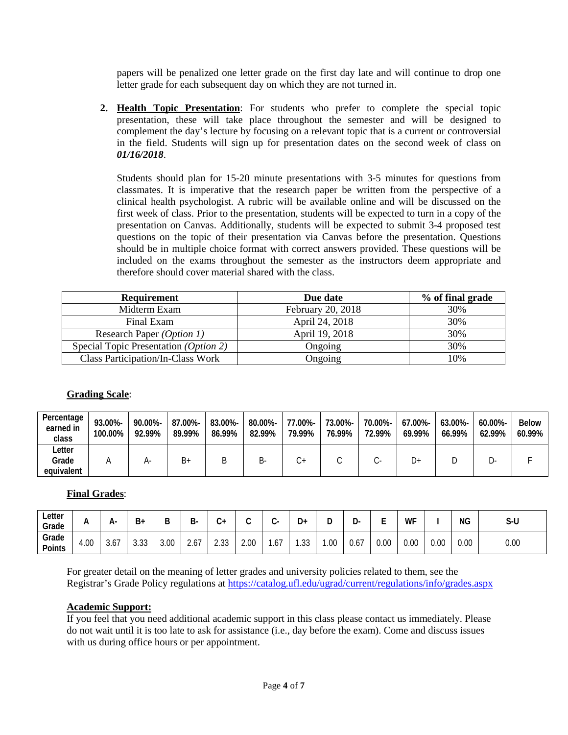papers will be penalized one letter grade on the first day late and will continue to drop one letter grade for each subsequent day on which they are not turned in.

2. **Health Topic Presentation**: For students who prefer to complete the special topic presentation, these will take place throughout the semester and will be designed to complement the day's lecture by focusing on a relevant topic that is a current or controversial in the field. Students will sign up for presentation dates on the second week of class on ***01/16/2018***.

   Students should plan for 15-20 minute presentations with 3-5 minutes for questions from classmates. It is imperative that the research paper be written from the perspective of a clinical health psychologist. A rubric will be available online and will be discussed on the first week of class. Prior to the presentation, students will be expected to turn in a copy of the presentation on Canvas. Additionally, students will be expected to submit 3-4 proposed test questions on the topic of their presentation via Canvas before the presentation. Questions should be in multiple choice format with correct answers provided. These questions will be included on the exams throughout the semester as the instructors deem appropriate and therefore should cover material shared with the class.

| Requirement | Due date | % of final grade |
|---|---|---|
| Midterm Exam | February 20, 2018 | 30% |
| Final Exam | April 24, 2018 | 30% |
| Research Paper *(Option 1)* | April 19, 2018 | 30% |
| Special Topic Presentation *(Option 2)* | Ongoing | 30% |
| Class Participation/In-Class Work | Ongoing | 10% |

**Grading Scale**:

| Percentage earned in class | 93.00%-100.00% | 90.00%-92.99% | 87.00%-89.99% | 83.00%-86.99% | 80.00%-82.99% | 77.00%-79.99% | 73.00%-76.99% | 70.00%-72.99% | 67.00%-69.99% | 63.00%-66.99% | 60.00%-62.99% | Below 60.99% |
|---|---|---|---|---|---|---|---|---|---|---|---|---|
| Letter Grade equivalent | A | A- | B+ | B | B- | C+ | C | C- | D+ | D | D- | F |

**Final Grades**:

| Letter Grade | A | A- | B+ | B | B- | C+ | C | C- | D+ | D | D- | E | WF | I | NG | S-U |
|---|---|---|---|---|---|---|---|---|---|---|---|---|---|---|---|---|
| Grade Points | 4.00 | 3.67 | 3.33 | 3.00 | 2.67 | 2.33 | 2.00 | 1.67 | 1.33 | 1.00 | 0.67 | 0.00 | 0.00 | 0.00 | 0.00 | 0.00 |

For greater detail on the meaning of letter grades and university policies related to them, see the Registrar's Grade Policy regulations at https://catalog.ufl.edu/ugrad/current/regulations/info/grades.aspx

**Academic Support:**

If you feel that you need additional academic support in this class please contact us immediately. Please do not wait until it is too late to ask for assistance (i.e., day before the exam). Come and discuss issues with us during office hours or per appointment.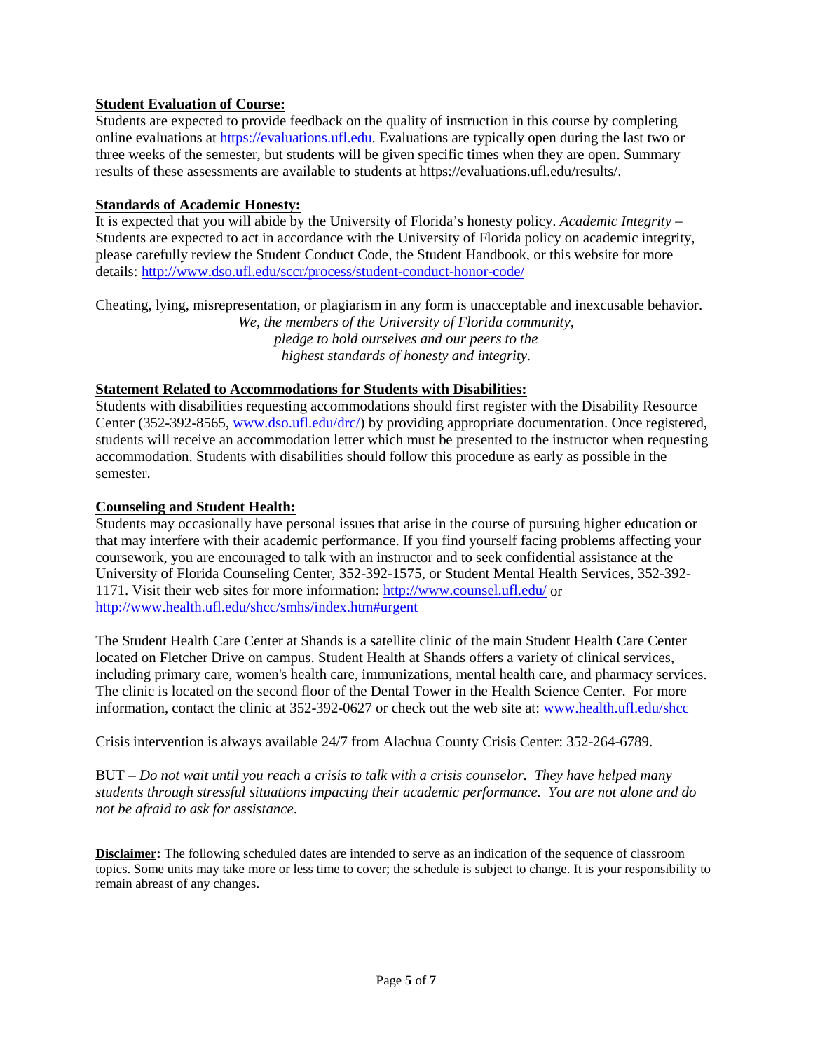**Student Evaluation of Course:**

Students are expected to provide feedback on the quality of instruction in this course by completing online evaluations at [https://evaluations.ufl.edu](https://evaluations.ufl.edu). Evaluations are typically open during the last two or three weeks of the semester, but students will be given specific times when they are open. Summary results of these assessments are available to students at https://evaluations.ufl.edu/results/.

**Standards of Academic Honesty:**

It is expected that you will abide by the University of Florida's honesty policy. *Academic Integrity* – Students are expected to act in accordance with the University of Florida policy on academic integrity, please carefully review the Student Conduct Code, the Student Handbook, or this website for more details: [http://www.dso.ufl.edu/sccr/process/student-conduct-honor-code/](http://www.dso.ufl.edu/sccr/process/student-conduct-honor-code/)

Cheating, lying, misrepresentation, or plagiarism in any form is unacceptable and inexcusable behavior.

*We, the members of the University of Florida community,*
*pledge to hold ourselves and our peers to the*
*highest standards of honesty and integrity.*

**Statement Related to Accommodations for Students with Disabilities:**

Students with disabilities requesting accommodations should first register with the Disability Resource Center (352-392-8565, [www.dso.ufl.edu/drc/](http://www.dso.ufl.edu/drc/)) by providing appropriate documentation. Once registered, students will receive an accommodation letter which must be presented to the instructor when requesting accommodation. Students with disabilities should follow this procedure as early as possible in the semester.

**Counseling and Student Health:**

Students may occasionally have personal issues that arise in the course of pursuing higher education or that may interfere with their academic performance. If you find yourself facing problems affecting your coursework, you are encouraged to talk with an instructor and to seek confidential assistance at the University of Florida Counseling Center, 352-392-1575, or Student Mental Health Services, 352-392-1171. Visit their web sites for more information: [http://www.counsel.ufl.edu/](http://www.counsel.ufl.edu/) or [http://www.health.ufl.edu/shcc/smhs/index.htm#urgent](http://www.health.ufl.edu/shcc/smhs/index.htm#urgent)

The Student Health Care Center at Shands is a satellite clinic of the main Student Health Care Center located on Fletcher Drive on campus. Student Health at Shands offers a variety of clinical services, including primary care, women's health care, immunizations, mental health care, and pharmacy services. The clinic is located on the second floor of the Dental Tower in the Health Science Center. For more information, contact the clinic at 352-392-0627 or check out the web site at: [www.health.ufl.edu/shcc](http://www.health.ufl.edu/shcc)

Crisis intervention is always available 24/7 from Alachua County Crisis Center: 352-264-6789.

BUT – *Do not wait until you reach a crisis to talk with a crisis counselor. They have helped many students through stressful situations impacting their academic performance. You are not alone and do not be afraid to ask for assistance.*

**Disclaimer:** The following scheduled dates are intended to serve as an indication of the sequence of classroom topics. Some units may take more or less time to cover; the schedule is subject to change. It is your responsibility to remain abreast of any changes.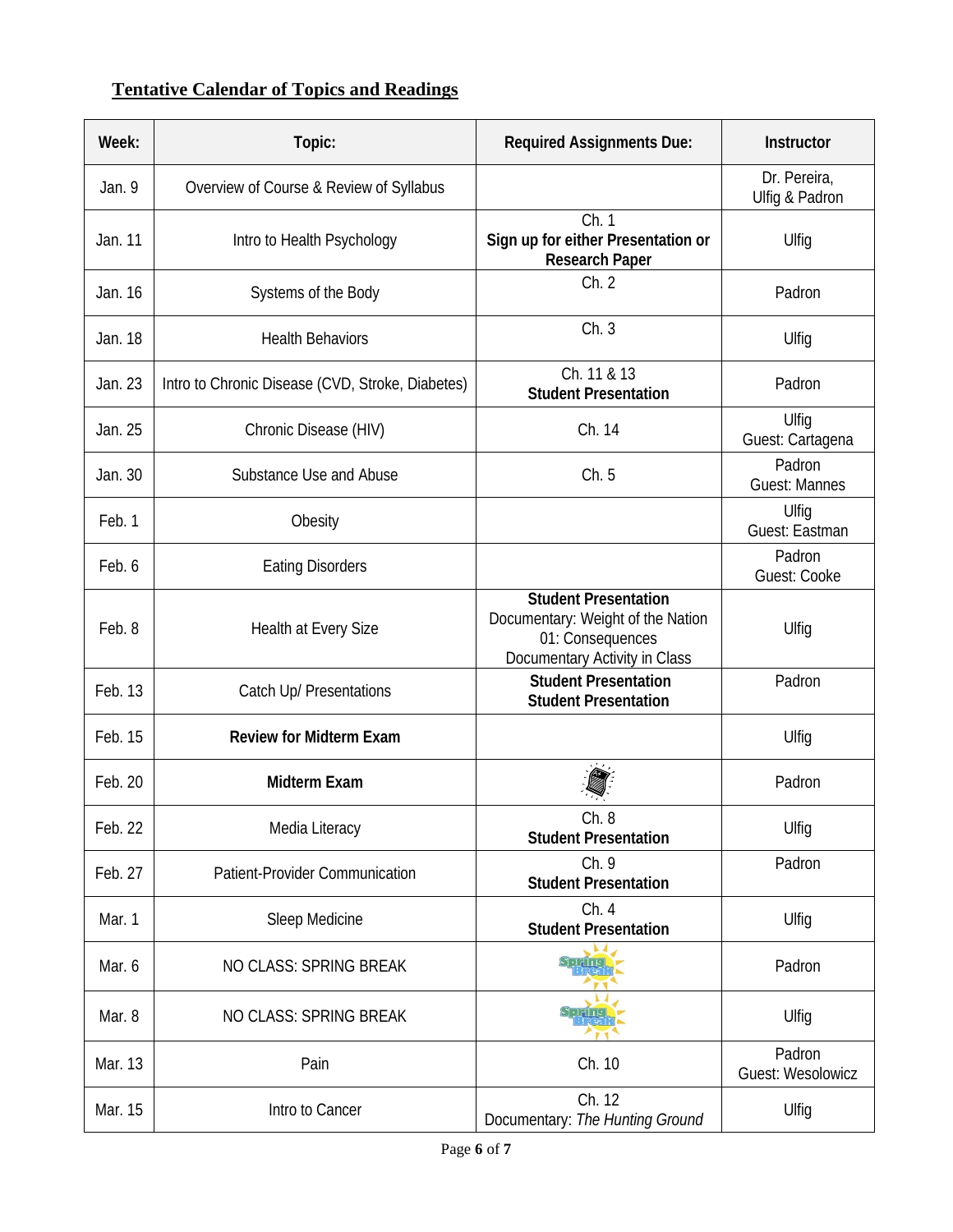## Tentative Calendar of Topics and Readings

| Week: | Topic: | Required Assignments Due: | Instructor |
|---|---|---|---|
| Jan. 9 | Overview of Course & Review of Syllabus | | Dr. Pereira, Ulfig & Padron |
| Jan. 11 | Intro to Health Psychology | Ch. 1 **Sign up for either Presentation or Research Paper** | Ulfig |
| Jan. 16 | Systems of the Body | Ch. 2 | Padron |
| Jan. 18 | Health Behaviors | Ch. 3 | Ulfig |
| Jan. 23 | Intro to Chronic Disease (CVD, Stroke, Diabetes) | Ch. 11 & 13 **Student Presentation** | Padron |
| Jan. 25 | Chronic Disease (HIV) | Ch. 14 | Ulfig Guest: Cartagena |
| Jan. 30 | Substance Use and Abuse | Ch. 5 | Padron Guest: Mannes |
| Feb. 1 | Obesity | | Ulfig Guest: Eastman |
| Feb. 6 | Eating Disorders | | Padron Guest: Cooke |
| Feb. 8 | Health at Every Size | **Student Presentation** Documentary: Weight of the Nation 01: Consequences Documentary Activity in Class | Ulfig |
| Feb. 13 | Catch Up/ Presentations | **Student Presentation** **Student Presentation** | Padron |
| Feb. 15 | **Review for Midterm Exam** | | Ulfig |
| Feb. 20 | **Midterm Exam** | | Padron |
| Feb. 22 | Media Literacy | Ch. 8 **Student Presentation** | Ulfig |
| Feb. 27 | Patient-Provider Communication | Ch. 9 **Student Presentation** | Padron |
| Mar. 1 | Sleep Medicine | Ch. 4 **Student Presentation** | Ulfig |
| Mar. 6 | NO CLASS: SPRING BREAK | Spring Break | Padron |
| Mar. 8 | NO CLASS: SPRING BREAK | Spring Break | Ulfig |
| Mar. 13 | Pain | Ch. 10 | Padron Guest: Wesolowicz |
| Mar. 15 | Intro to Cancer | Ch. 12 Documentary: *The Hunting Ground* | Ulfig |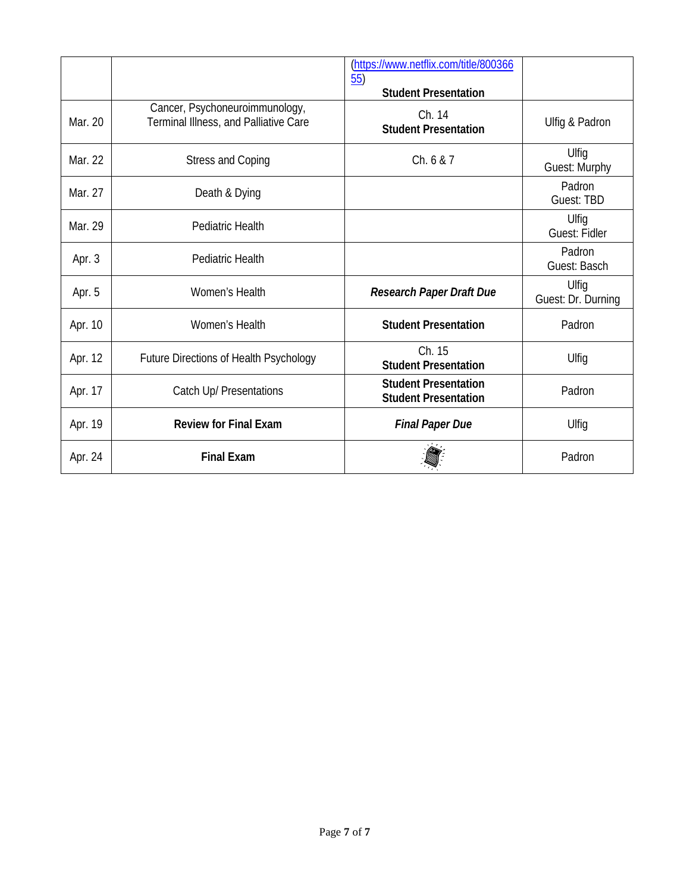| | | | |
|---|---|---|---|
| | | (https://www.netflix.com/title/80036655)<br>**Student Presentation** | |
| Mar. 20 | Cancer, Psychoneuroimmunology, Terminal Illness, and Palliative Care | Ch. 14<br>**Student Presentation** | Ulfig & Padron |
| Mar. 22 | Stress and Coping | Ch. 6 & 7 | Ulfig<br>Guest: Murphy |
| Mar. 27 | Death & Dying | | Padron<br>Guest: TBD |
| Mar. 29 | Pediatric Health | | Ulfig<br>Guest: Fidler |
| Apr. 3 | Pediatric Health | | Padron<br>Guest: Basch |
| Apr. 5 | Women's Health | ***Research Paper Draft Due*** | Ulfig<br>Guest: Dr. Durning |
| Apr. 10 | Women's Health | **Student Presentation** | Padron |
| Apr. 12 | Future Directions of Health Psychology | Ch. 15<br>**Student Presentation** | Ulfig |
| Apr. 17 | Catch Up/ Presentations | **Student Presentation**<br>**Student Presentation** | Padron |
| Apr. 19 | **Review for Final Exam** | ***Final Paper Due*** | Ulfig |
| Apr. 24 | **Final Exam** | | Padron |